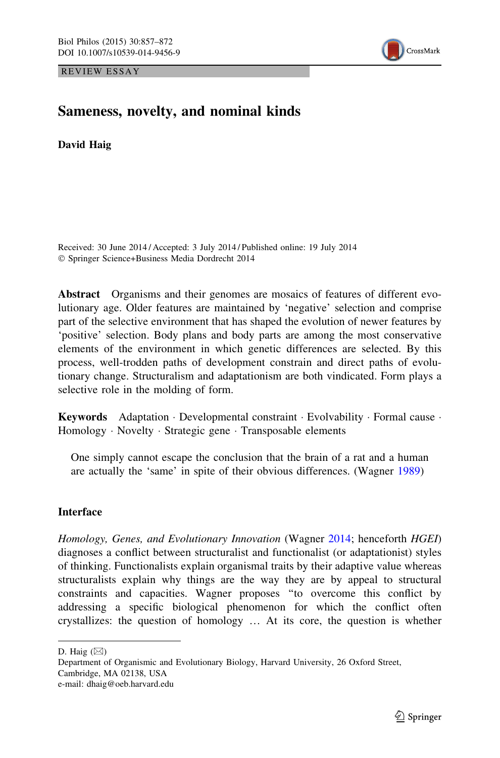REVIEW ESSAY

# Sameness, novelty, and nominal kinds

**David Haig**

Received: 30 June 2014 / Accepted: 3 July 2014 / Published online: 19 July 2014
© Springer Science+Business Media Dordrecht 2014

**Abstract** Organisms and their genomes are mosaics of features of different evolutionary age. Older features are maintained by 'negative' selection and comprise part of the selective environment that has shaped the evolution of newer features by 'positive' selection. Body plans and body parts are among the most conservative elements of the environment in which genetic differences are selected. By this process, well-trodden paths of development constrain and direct paths of evolutionary change. Structuralism and adaptationism are both vindicated. Form plays a selective role in the molding of form.

**Keywords** Adaptation · Developmental constraint · Evolvability · Formal cause · Homology · Novelty · Strategic gene · Transposable elements

> One simply cannot escape the conclusion that the brain of a rat and a human are actually the 'same' in spite of their obvious differences. (Wagner 1989)

## Interface

*Homology, Genes, and Evolutionary Innovation* (Wagner 2014; henceforth *HGEI*) diagnoses a conflict between structuralist and functionalist (or adaptationist) styles of thinking. Functionalists explain organismal traits by their adaptive value whereas structuralists explain why things are the way they are by appeal to structural constraints and capacities. Wagner proposes "to overcome this conflict by addressing a specific biological phenomenon for which the conflict often crystallizes: the question of homology … At its core, the question is whether

D. Haig (✉)
Department of Organismic and Evolutionary Biology, Harvard University, 26 Oxford Street, Cambridge, MA 02138, USA
e-mail: dhaig@oeb.harvard.edu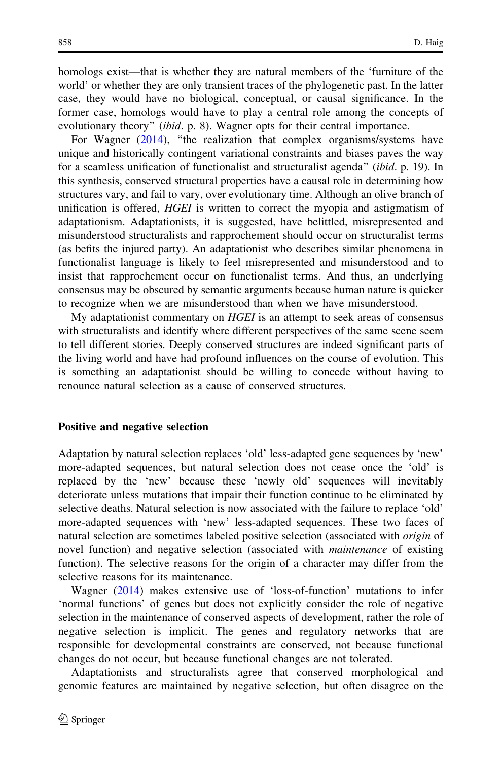homologs exist—that is whether they are natural members of the 'furniture of the world' or whether they are only transient traces of the phylogenetic past. In the latter case, they would have no biological, conceptual, or causal significance. In the former case, homologs would have to play a central role among the concepts of evolutionary theory" (*ibid*. p. 8). Wagner opts for their central importance.

For Wagner (2014), "the realization that complex organisms/systems have unique and historically contingent variational constraints and biases paves the way for a seamless unification of functionalist and structuralist agenda" (*ibid*. p. 19). In this synthesis, conserved structural properties have a causal role in determining how structures vary, and fail to vary, over evolutionary time. Although an olive branch of unification is offered, *HGEI* is written to correct the myopia and astigmatism of adaptationism. Adaptationists, it is suggested, have belittled, misrepresented and misunderstood structuralists and rapprochement should occur on structuralist terms (as befits the injured party). An adaptationist who describes similar phenomena in functionalist language is likely to feel misrepresented and misunderstood and to insist that rapprochement occur on functionalist terms. And thus, an underlying consensus may be obscured by semantic arguments because human nature is quicker to recognize when we are misunderstood than when we have misunderstood.

My adaptationist commentary on *HGEI* is an attempt to seek areas of consensus with structuralists and identify where different perspectives of the same scene seem to tell different stories. Deeply conserved structures are indeed significant parts of the living world and have had profound influences on the course of evolution. This is something an adaptationist should be willing to concede without having to renounce natural selection as a cause of conserved structures.

## Positive and negative selection

Adaptation by natural selection replaces 'old' less-adapted gene sequences by 'new' more-adapted sequences, but natural selection does not cease once the 'old' is replaced by the 'new' because these 'newly old' sequences will inevitably deteriorate unless mutations that impair their function continue to be eliminated by selective deaths. Natural selection is now associated with the failure to replace 'old' more-adapted sequences with 'new' less-adapted sequences. These two faces of natural selection are sometimes labeled positive selection (associated with *origin* of novel function) and negative selection (associated with *maintenance* of existing function). The selective reasons for the origin of a character may differ from the selective reasons for its maintenance.

Wagner (2014) makes extensive use of 'loss-of-function' mutations to infer 'normal functions' of genes but does not explicitly consider the role of negative selection in the maintenance of conserved aspects of development, rather the role of negative selection is implicit. The genes and regulatory networks that are responsible for developmental constraints are conserved, not because functional changes do not occur, but because functional changes are not tolerated.

Adaptationists and structuralists agree that conserved morphological and genomic features are maintained by negative selection, but often disagree on the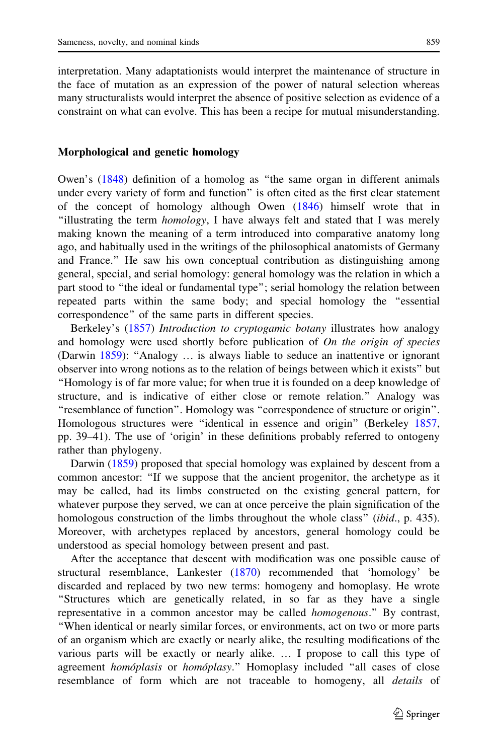interpretation. Many adaptationists would interpret the maintenance of structure in the face of mutation as an expression of the power of natural selection whereas many structuralists would interpret the absence of positive selection as evidence of a constraint on what can evolve. This has been a recipe for mutual misunderstanding.

## Morphological and genetic homology

Owen's (1848) definition of a homolog as "the same organ in different animals under every variety of form and function" is often cited as the first clear statement of the concept of homology although Owen (1846) himself wrote that in "illustrating the term *homology*, I have always felt and stated that I was merely making known the meaning of a term introduced into comparative anatomy long ago, and habitually used in the writings of the philosophical anatomists of Germany and France." He saw his own conceptual contribution as distinguishing among general, special, and serial homology: general homology was the relation in which a part stood to "the ideal or fundamental type"; serial homology the relation between repeated parts within the same body; and special homology the "essential correspondence" of the same parts in different species.

Berkeley's (1857) *Introduction to cryptogamic botany* illustrates how analogy and homology were used shortly before publication of *On the origin of species* (Darwin 1859): "Analogy … is always liable to seduce an inattentive or ignorant observer into wrong notions as to the relation of beings between which it exists" but "Homology is of far more value; for when true it is founded on a deep knowledge of structure, and is indicative of either close or remote relation." Analogy was "resemblance of function". Homology was "correspondence of structure or origin". Homologous structures were "identical in essence and origin" (Berkeley 1857, pp. 39–41). The use of 'origin' in these definitions probably referred to ontogeny rather than phylogeny.

Darwin (1859) proposed that special homology was explained by descent from a common ancestor: "If we suppose that the ancient progenitor, the archetype as it may be called, had its limbs constructed on the existing general pattern, for whatever purpose they served, we can at once perceive the plain signification of the homologous construction of the limbs throughout the whole class" (*ibid*., p. 435). Moreover, with archetypes replaced by ancestors, general homology could be understood as special homology between present and past.

After the acceptance that descent with modification was one possible cause of structural resemblance, Lankester (1870) recommended that 'homology' be discarded and replaced by two new terms: homogeny and homoplasy. He wrote "Structures which are genetically related, in so far as they have a single representative in a common ancestor may be called *homogenous*." By contrast, "When identical or nearly similar forces, or environments, act on two or more parts of an organism which are exactly or nearly alike, the resulting modifications of the various parts will be exactly or nearly alike. … I propose to call this type of agreement *homóplasis* or *homóplasy*." Homoplasy included "all cases of close resemblance of form which are not traceable to homogeny, all *details* of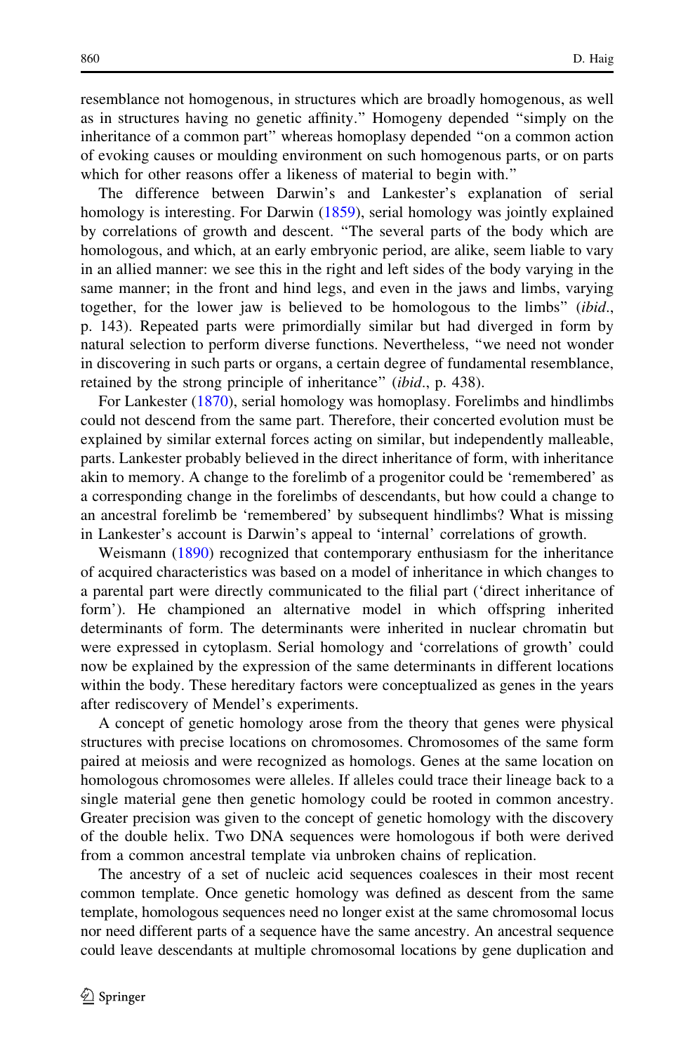resemblance not homogenous, in structures which are broadly homogenous, as well as in structures having no genetic affinity." Homogeny depended "simply on the inheritance of a common part" whereas homoplasy depended "on a common action of evoking causes or moulding environment on such homogenous parts, or on parts which for other reasons offer a likeness of material to begin with."

The difference between Darwin's and Lankester's explanation of serial homology is interesting. For Darwin (1859), serial homology was jointly explained by correlations of growth and descent. "The several parts of the body which are homologous, and which, at an early embryonic period, are alike, seem liable to vary in an allied manner: we see this in the right and left sides of the body varying in the same manner; in the front and hind legs, and even in the jaws and limbs, varying together, for the lower jaw is believed to be homologous to the limbs" (*ibid*., p. 143). Repeated parts were primordially similar but had diverged in form by natural selection to perform diverse functions. Nevertheless, "we need not wonder in discovering in such parts or organs, a certain degree of fundamental resemblance, retained by the strong principle of inheritance" (*ibid*., p. 438).

For Lankester (1870), serial homology was homoplasy. Forelimbs and hindlimbs could not descend from the same part. Therefore, their concerted evolution must be explained by similar external forces acting on similar, but independently malleable, parts. Lankester probably believed in the direct inheritance of form, with inheritance akin to memory. A change to the forelimb of a progenitor could be 'remembered' as a corresponding change in the forelimbs of descendants, but how could a change to an ancestral forelimb be 'remembered' by subsequent hindlimbs? What is missing in Lankester's account is Darwin's appeal to 'internal' correlations of growth.

Weismann (1890) recognized that contemporary enthusiasm for the inheritance of acquired characteristics was based on a model of inheritance in which changes to a parental part were directly communicated to the filial part ('direct inheritance of form'). He championed an alternative model in which offspring inherited determinants of form. The determinants were inherited in nuclear chromatin but were expressed in cytoplasm. Serial homology and 'correlations of growth' could now be explained by the expression of the same determinants in different locations within the body. These hereditary factors were conceptualized as genes in the years after rediscovery of Mendel's experiments.

A concept of genetic homology arose from the theory that genes were physical structures with precise locations on chromosomes. Chromosomes of the same form paired at meiosis and were recognized as homologs. Genes at the same location on homologous chromosomes were alleles. If alleles could trace their lineage back to a single material gene then genetic homology could be rooted in common ancestry. Greater precision was given to the concept of genetic homology with the discovery of the double helix. Two DNA sequences were homologous if both were derived from a common ancestral template via unbroken chains of replication.

The ancestry of a set of nucleic acid sequences coalesces in their most recent common template. Once genetic homology was defined as descent from the same template, homologous sequences need no longer exist at the same chromosomal locus nor need different parts of a sequence have the same ancestry. An ancestral sequence could leave descendants at multiple chromosomal locations by gene duplication and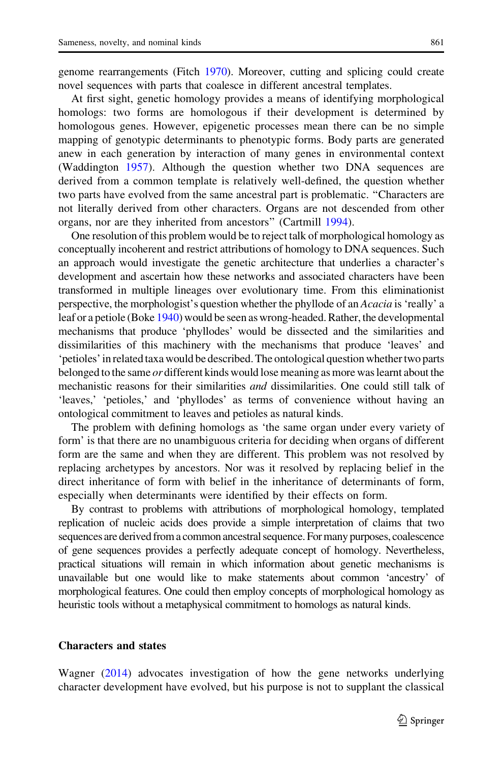genome rearrangements (Fitch 1970). Moreover, cutting and splicing could create novel sequences with parts that coalesce in different ancestral templates.

At first sight, genetic homology provides a means of identifying morphological homologs: two forms are homologous if their development is determined by homologous genes. However, epigenetic processes mean there can be no simple mapping of genotypic determinants to phenotypic forms. Body parts are generated anew in each generation by interaction of many genes in environmental context (Waddington 1957). Although the question whether two DNA sequences are derived from a common template is relatively well-defined, the question whether two parts have evolved from the same ancestral part is problematic. "Characters are not literally derived from other characters. Organs are not descended from other organs, nor are they inherited from ancestors" (Cartmill 1994).

One resolution of this problem would be to reject talk of morphological homology as conceptually incoherent and restrict attributions of homology to DNA sequences. Such an approach would investigate the genetic architecture that underlies a character's development and ascertain how these networks and associated characters have been transformed in multiple lineages over evolutionary time. From this eliminationist perspective, the morphologist's question whether the phyllode of an *Acacia* is 'really' a leaf or a petiole (Boke 1940) would be seen as wrong-headed. Rather, the developmental mechanisms that produce 'phyllodes' would be dissected and the similarities and dissimilarities of this machinery with the mechanisms that produce 'leaves' and 'petioles' in related taxa would be described. The ontological question whether two parts belonged to the same *or* different kinds would lose meaning as more was learnt about the mechanistic reasons for their similarities *and* dissimilarities. One could still talk of 'leaves,' 'petioles,' and 'phyllodes' as terms of convenience without having an ontological commitment to leaves and petioles as natural kinds.

The problem with defining homologs as 'the same organ under every variety of form' is that there are no unambiguous criteria for deciding when organs of different form are the same and when they are different. This problem was not resolved by replacing archetypes by ancestors. Nor was it resolved by replacing belief in the direct inheritance of form with belief in the inheritance of determinants of form, especially when determinants were identified by their effects on form.

By contrast to problems with attributions of morphological homology, templated replication of nucleic acids does provide a simple interpretation of claims that two sequences are derived from a common ancestral sequence. For many purposes, coalescence of gene sequences provides a perfectly adequate concept of homology. Nevertheless, practical situations will remain in which information about genetic mechanisms is unavailable but one would like to make statements about common 'ancestry' of morphological features. One could then employ concepts of morphological homology as heuristic tools without a metaphysical commitment to homologs as natural kinds.

## Characters and states

Wagner (2014) advocates investigation of how the gene networks underlying character development have evolved, but his purpose is not to supplant the classical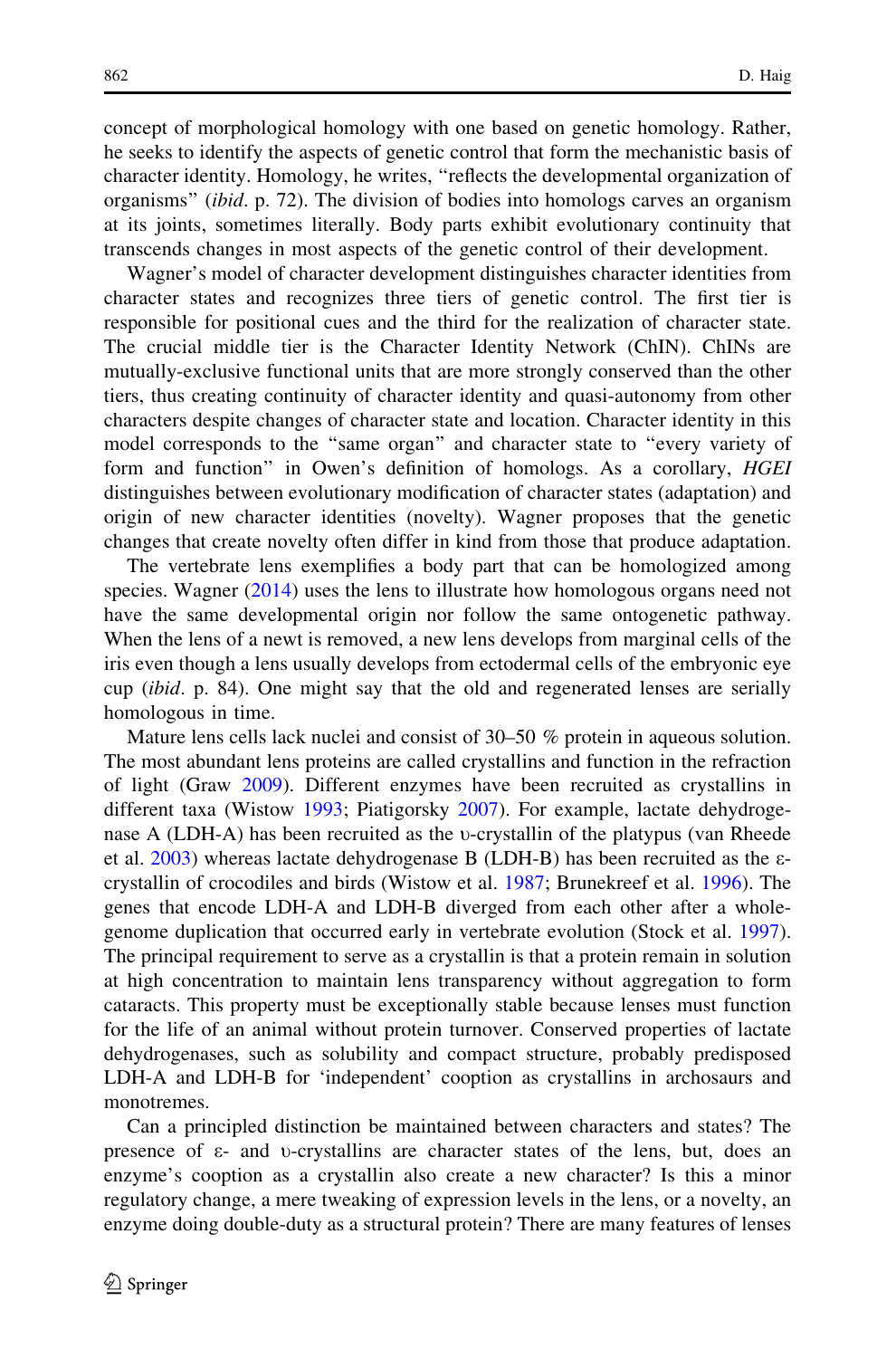concept of morphological homology with one based on genetic homology. Rather, he seeks to identify the aspects of genetic control that form the mechanistic basis of character identity. Homology, he writes, "reflects the developmental organization of organisms" (*ibid*. p. 72). The division of bodies into homologs carves an organism at its joints, sometimes literally. Body parts exhibit evolutionary continuity that transcends changes in most aspects of the genetic control of their development.

Wagner's model of character development distinguishes character identities from character states and recognizes three tiers of genetic control. The first tier is responsible for positional cues and the third for the realization of character state. The crucial middle tier is the Character Identity Network (ChIN). ChINs are mutually-exclusive functional units that are more strongly conserved than the other tiers, thus creating continuity of character identity and quasi-autonomy from other characters despite changes of character state and location. Character identity in this model corresponds to the "same organ" and character state to "every variety of form and function" in Owen's definition of homologs. As a corollary, *HGEI* distinguishes between evolutionary modification of character states (adaptation) and origin of new character identities (novelty). Wagner proposes that the genetic changes that create novelty often differ in kind from those that produce adaptation.

The vertebrate lens exemplifies a body part that can be homologized among species. Wagner (2014) uses the lens to illustrate how homologous organs need not have the same developmental origin nor follow the same ontogenetic pathway. When the lens of a newt is removed, a new lens develops from marginal cells of the iris even though a lens usually develops from ectodermal cells of the embryonic eye cup (*ibid*. p. 84). One might say that the old and regenerated lenses are serially homologous in time.

Mature lens cells lack nuclei and consist of 30–50 % protein in aqueous solution. The most abundant lens proteins are called crystallins and function in the refraction of light (Graw 2009). Different enzymes have been recruited as crystallins in different taxa (Wistow 1993; Piatigorsky 2007). For example, lactate dehydrogenase A (LDH-A) has been recruited as the υ-crystallin of the platypus (van Rheede et al. 2003) whereas lactate dehydrogenase B (LDH-B) has been recruited as the ε-crystallin of crocodiles and birds (Wistow et al. 1987; Brunekreef et al. 1996). The genes that encode LDH-A and LDH-B diverged from each other after a whole-genome duplication that occurred early in vertebrate evolution (Stock et al. 1997). The principal requirement to serve as a crystallin is that a protein remain in solution at high concentration to maintain lens transparency without aggregation to form cataracts. This property must be exceptionally stable because lenses must function for the life of an animal without protein turnover. Conserved properties of lactate dehydrogenases, such as solubility and compact structure, probably predisposed LDH-A and LDH-B for 'independent' cooption as crystallins in archosaurs and monotremes.

Can a principled distinction be maintained between characters and states? The presence of ε- and υ-crystallins are character states of the lens, but, does an enzyme's cooption as a crystallin also create a new character? Is this a minor regulatory change, a mere tweaking of expression levels in the lens, or a novelty, an enzyme doing double-duty as a structural protein? There are many features of lenses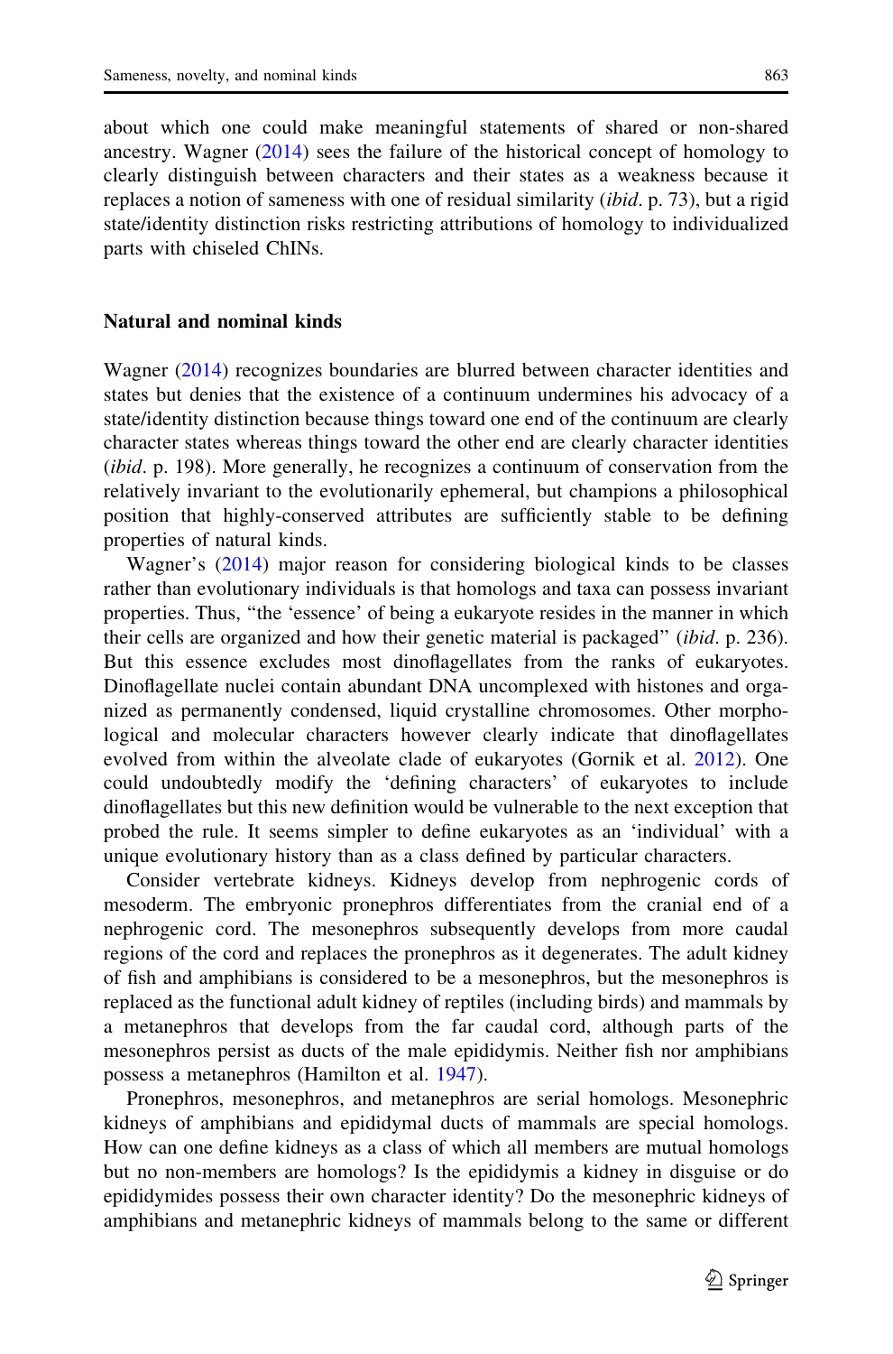about which one could make meaningful statements of shared or non-shared ancestry. Wagner (2014) sees the failure of the historical concept of homology to clearly distinguish between characters and their states as a weakness because it replaces a notion of sameness with one of residual similarity (*ibid*. p. 73), but a rigid state/identity distinction risks restricting attributions of homology to individualized parts with chiseled ChINs.

## Natural and nominal kinds

Wagner (2014) recognizes boundaries are blurred between character identities and states but denies that the existence of a continuum undermines his advocacy of a state/identity distinction because things toward one end of the continuum are clearly character states whereas things toward the other end are clearly character identities (*ibid*. p. 198). More generally, he recognizes a continuum of conservation from the relatively invariant to the evolutionarily ephemeral, but champions a philosophical position that highly-conserved attributes are sufficiently stable to be defining properties of natural kinds.

Wagner's (2014) major reason for considering biological kinds to be classes rather than evolutionary individuals is that homologs and taxa can possess invariant properties. Thus, "the 'essence' of being a eukaryote resides in the manner in which their cells are organized and how their genetic material is packaged" (*ibid*. p. 236). But this essence excludes most dinoflagellates from the ranks of eukaryotes. Dinoflagellate nuclei contain abundant DNA uncomplexed with histones and organized as permanently condensed, liquid crystalline chromosomes. Other morphological and molecular characters however clearly indicate that dinoflagellates evolved from within the alveolate clade of eukaryotes (Gornik et al. 2012). One could undoubtedly modify the 'defining characters' of eukaryotes to include dinoflagellates but this new definition would be vulnerable to the next exception that probed the rule. It seems simpler to define eukaryotes as an 'individual' with a unique evolutionary history than as a class defined by particular characters.

Consider vertebrate kidneys. Kidneys develop from nephrogenic cords of mesoderm. The embryonic pronephros differentiates from the cranial end of a nephrogenic cord. The mesonephros subsequently develops from more caudal regions of the cord and replaces the pronephros as it degenerates. The adult kidney of fish and amphibians is considered to be a mesonephros, but the mesonephros is replaced as the functional adult kidney of reptiles (including birds) and mammals by a metanephros that develops from the far caudal cord, although parts of the mesonephros persist as ducts of the male epididymis. Neither fish nor amphibians possess a metanephros (Hamilton et al. 1947).

Pronephros, mesonephros, and metanephros are serial homologs. Mesonephric kidneys of amphibians and epididymal ducts of mammals are special homologs. How can one define kidneys as a class of which all members are mutual homologs but no non-members are homologs? Is the epididymis a kidney in disguise or do epididymides possess their own character identity? Do the mesonephric kidneys of amphibians and metanephric kidneys of mammals belong to the same or different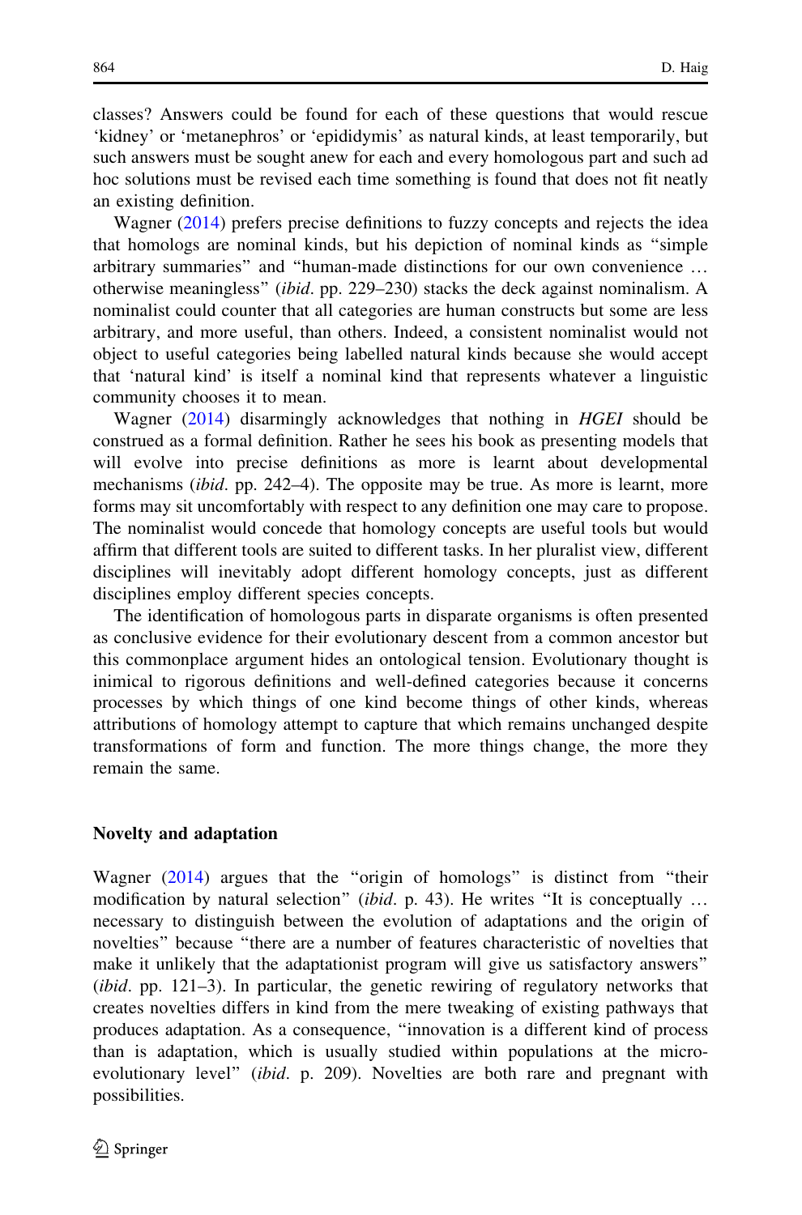classes? Answers could be found for each of these questions that would rescue 'kidney' or 'metanephros' or 'epididymis' as natural kinds, at least temporarily, but such answers must be sought anew for each and every homologous part and such ad hoc solutions must be revised each time something is found that does not fit neatly an existing definition.

Wagner (2014) prefers precise definitions to fuzzy concepts and rejects the idea that homologs are nominal kinds, but his depiction of nominal kinds as "simple arbitrary summaries" and "human-made distinctions for our own convenience … otherwise meaningless" (*ibid*. pp. 229–230) stacks the deck against nominalism. A nominalist could counter that all categories are human constructs but some are less arbitrary, and more useful, than others. Indeed, a consistent nominalist would not object to useful categories being labelled natural kinds because she would accept that 'natural kind' is itself a nominal kind that represents whatever a linguistic community chooses it to mean.

Wagner (2014) disarmingly acknowledges that nothing in *HGEI* should be construed as a formal definition. Rather he sees his book as presenting models that will evolve into precise definitions as more is learnt about developmental mechanisms (*ibid*. pp. 242–4). The opposite may be true. As more is learnt, more forms may sit uncomfortably with respect to any definition one may care to propose. The nominalist would concede that homology concepts are useful tools but would affirm that different tools are suited to different tasks. In her pluralist view, different disciplines will inevitably adopt different homology concepts, just as different disciplines employ different species concepts.

The identification of homologous parts in disparate organisms is often presented as conclusive evidence for their evolutionary descent from a common ancestor but this commonplace argument hides an ontological tension. Evolutionary thought is inimical to rigorous definitions and well-defined categories because it concerns processes by which things of one kind become things of other kinds, whereas attributions of homology attempt to capture that which remains unchanged despite transformations of form and function. The more things change, the more they remain the same.

## Novelty and adaptation

Wagner (2014) argues that the "origin of homologs" is distinct from "their modification by natural selection" (*ibid*. p. 43). He writes "It is conceptually … necessary to distinguish between the evolution of adaptations and the origin of novelties" because "there are a number of features characteristic of novelties that make it unlikely that the adaptationist program will give us satisfactory answers" (*ibid*. pp. 121–3). In particular, the genetic rewiring of regulatory networks that creates novelties differs in kind from the mere tweaking of existing pathways that produces adaptation. As a consequence, "innovation is a different kind of process than is adaptation, which is usually studied within populations at the micro-evolutionary level" (*ibid*. p. 209). Novelties are both rare and pregnant with possibilities.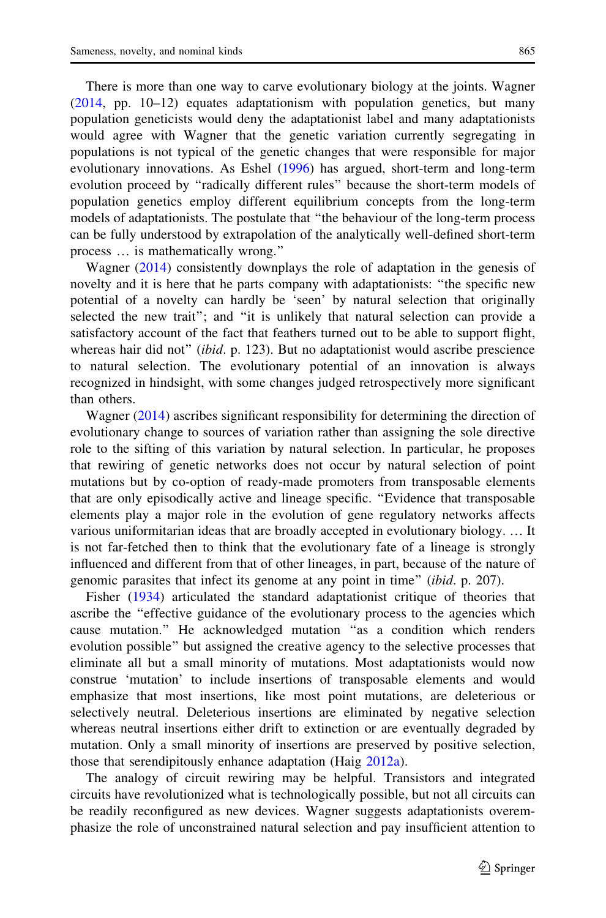There is more than one way to carve evolutionary biology at the joints. Wagner (2014, pp. 10–12) equates adaptationism with population genetics, but many population geneticists would deny the adaptationist label and many adaptationists would agree with Wagner that the genetic variation currently segregating in populations is not typical of the genetic changes that were responsible for major evolutionary innovations. As Eshel (1996) has argued, short-term and long-term evolution proceed by "radically different rules" because the short-term models of population genetics employ different equilibrium concepts from the long-term models of adaptationists. The postulate that "the behaviour of the long-term process can be fully understood by extrapolation of the analytically well-defined short-term process … is mathematically wrong."

Wagner (2014) consistently downplays the role of adaptation in the genesis of novelty and it is here that he parts company with adaptationists: "the specific new potential of a novelty can hardly be 'seen' by natural selection that originally selected the new trait"; and "it is unlikely that natural selection can provide a satisfactory account of the fact that feathers turned out to be able to support flight, whereas hair did not" (*ibid*. p. 123). But no adaptationist would ascribe prescience to natural selection. The evolutionary potential of an innovation is always recognized in hindsight, with some changes judged retrospectively more significant than others.

Wagner (2014) ascribes significant responsibility for determining the direction of evolutionary change to sources of variation rather than assigning the sole directive role to the sifting of this variation by natural selection. In particular, he proposes that rewiring of genetic networks does not occur by natural selection of point mutations but by co-option of ready-made promoters from transposable elements that are only episodically active and lineage specific. "Evidence that transposable elements play a major role in the evolution of gene regulatory networks affects various uniformitarian ideas that are broadly accepted in evolutionary biology. … It is not far-fetched then to think that the evolutionary fate of a lineage is strongly influenced and different from that of other lineages, in part, because of the nature of genomic parasites that infect its genome at any point in time" (*ibid*. p. 207).

Fisher (1934) articulated the standard adaptationist critique of theories that ascribe the "effective guidance of the evolutionary process to the agencies which cause mutation." He acknowledged mutation "as a condition which renders evolution possible" but assigned the creative agency to the selective processes that eliminate all but a small minority of mutations. Most adaptationists would now construe 'mutation' to include insertions of transposable elements and would emphasize that most insertions, like most point mutations, are deleterious or selectively neutral. Deleterious insertions are eliminated by negative selection whereas neutral insertions either drift to extinction or are eventually degraded by mutation. Only a small minority of insertions are preserved by positive selection, those that serendipitously enhance adaptation (Haig 2012a).

The analogy of circuit rewiring may be helpful. Transistors and integrated circuits have revolutionized what is technologically possible, but not all circuits can be readily reconfigured as new devices. Wagner suggests adaptationists overemphasize the role of unconstrained natural selection and pay insufficient attention to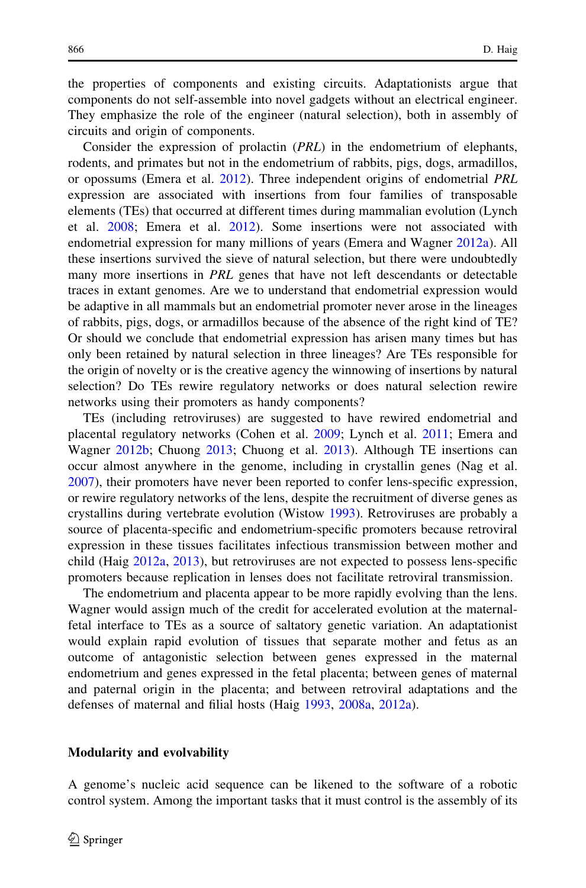the properties of components and existing circuits. Adaptationists argue that components do not self-assemble into novel gadgets without an electrical engineer. They emphasize the role of the engineer (natural selection), both in assembly of circuits and origin of components.

Consider the expression of prolactin (*PRL*) in the endometrium of elephants, rodents, and primates but not in the endometrium of rabbits, pigs, dogs, armadillos, or opossums (Emera et al. 2012). Three independent origins of endometrial *PRL* expression are associated with insertions from four families of transposable elements (TEs) that occurred at different times during mammalian evolution (Lynch et al. 2008; Emera et al. 2012). Some insertions were not associated with endometrial expression for many millions of years (Emera and Wagner 2012a). All these insertions survived the sieve of natural selection, but there were undoubtedly many more insertions in *PRL* genes that have not left descendants or detectable traces in extant genomes. Are we to understand that endometrial expression would be adaptive in all mammals but an endometrial promoter never arose in the lineages of rabbits, pigs, dogs, or armadillos because of the absence of the right kind of TE? Or should we conclude that endometrial expression has arisen many times but has only been retained by natural selection in three lineages? Are TEs responsible for the origin of novelty or is the creative agency the winnowing of insertions by natural selection? Do TEs rewire regulatory networks or does natural selection rewire networks using their promoters as handy components?

TEs (including retroviruses) are suggested to have rewired endometrial and placental regulatory networks (Cohen et al. 2009; Lynch et al. 2011; Emera and Wagner 2012b; Chuong 2013; Chuong et al. 2013). Although TE insertions can occur almost anywhere in the genome, including in crystallin genes (Nag et al. 2007), their promoters have never been reported to confer lens-specific expression, or rewire regulatory networks of the lens, despite the recruitment of diverse genes as crystallins during vertebrate evolution (Wistow 1993). Retroviruses are probably a source of placenta-specific and endometrium-specific promoters because retroviral expression in these tissues facilitates infectious transmission between mother and child (Haig 2012a, 2013), but retroviruses are not expected to possess lens-specific promoters because replication in lenses does not facilitate retroviral transmission.

The endometrium and placenta appear to be more rapidly evolving than the lens. Wagner would assign much of the credit for accelerated evolution at the maternal-fetal interface to TEs as a source of saltatory genetic variation. An adaptationist would explain rapid evolution of tissues that separate mother and fetus as an outcome of antagonistic selection between genes expressed in the maternal endometrium and genes expressed in the fetal placenta; between genes of maternal and paternal origin in the placenta; and between retroviral adaptations and the defenses of maternal and filial hosts (Haig 1993, 2008a, 2012a).

## Modularity and evolvability

A genome's nucleic acid sequence can be likened to the software of a robotic control system. Among the important tasks that it must control is the assembly of its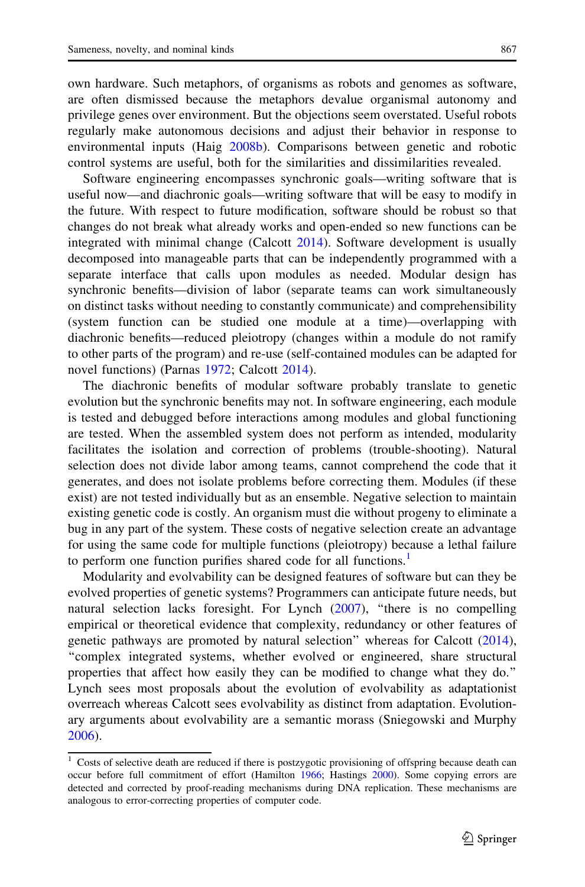own hardware. Such metaphors, of organisms as robots and genomes as software, are often dismissed because the metaphors devalue organismal autonomy and privilege genes over environment. But the objections seem overstated. Useful robots regularly make autonomous decisions and adjust their behavior in response to environmental inputs (Haig 2008b). Comparisons between genetic and robotic control systems are useful, both for the similarities and dissimilarities revealed.

Software engineering encompasses synchronic goals—writing software that is useful now—and diachronic goals—writing software that will be easy to modify in the future. With respect to future modification, software should be robust so that changes do not break what already works and open-ended so new functions can be integrated with minimal change (Calcott 2014). Software development is usually decomposed into manageable parts that can be independently programmed with a separate interface that calls upon modules as needed. Modular design has synchronic benefits—division of labor (separate teams can work simultaneously on distinct tasks without needing to constantly communicate) and comprehensibility (system function can be studied one module at a time)—overlapping with diachronic benefits—reduced pleiotropy (changes within a module do not ramify to other parts of the program) and re-use (self-contained modules can be adapted for novel functions) (Parnas 1972; Calcott 2014).

The diachronic benefits of modular software probably translate to genetic evolution but the synchronic benefits may not. In software engineering, each module is tested and debugged before interactions among modules and global functioning are tested. When the assembled system does not perform as intended, modularity facilitates the isolation and correction of problems (trouble-shooting). Natural selection does not divide labor among teams, cannot comprehend the code that it generates, and does not isolate problems before correcting them. Modules (if these exist) are not tested individually but as an ensemble. Negative selection to maintain existing genetic code is costly. An organism must die without progeny to eliminate a bug in any part of the system. These costs of negative selection create an advantage for using the same code for multiple functions (pleiotropy) because a lethal failure to perform one function purifies shared code for all functions.[1]

Modularity and evolvability can be designed features of software but can they be evolved properties of genetic systems? Programmers can anticipate future needs, but natural selection lacks foresight. For Lynch (2007), "there is no compelling empirical or theoretical evidence that complexity, redundancy or other features of genetic pathways are promoted by natural selection" whereas for Calcott (2014), "complex integrated systems, whether evolved or engineered, share structural properties that affect how easily they can be modified to change what they do." Lynch sees most proposals about the evolution of evolvability as adaptationist overreach whereas Calcott sees evolvability as distinct from adaptation. Evolutionary arguments about evolvability are a semantic morass (Sniegowski and Murphy 2006).

[1] Costs of selective death are reduced if there is postzygotic provisioning of offspring because death can occur before full commitment of effort (Hamilton 1966; Hastings 2000). Some copying errors are detected and corrected by proof-reading mechanisms during DNA replication. These mechanisms are analogous to error-correcting properties of computer code.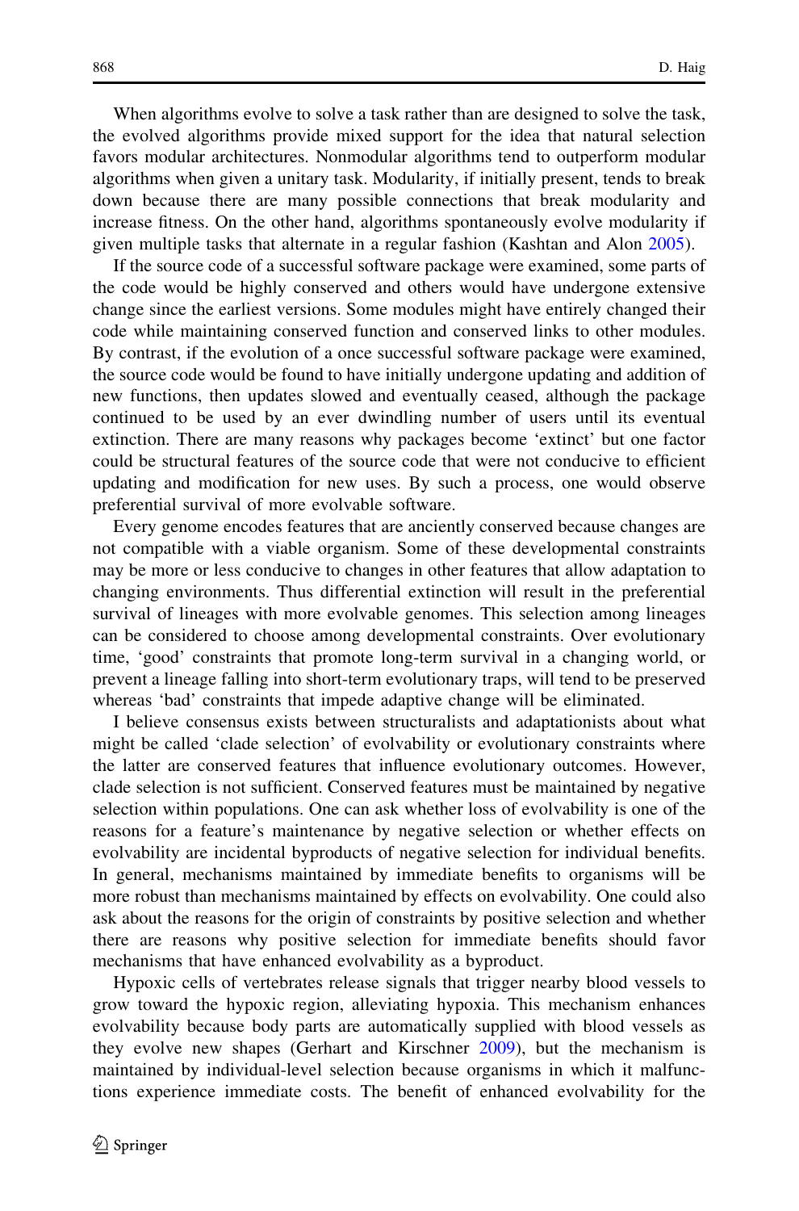When algorithms evolve to solve a task rather than are designed to solve the task, the evolved algorithms provide mixed support for the idea that natural selection favors modular architectures. Nonmodular algorithms tend to outperform modular algorithms when given a unitary task. Modularity, if initially present, tends to break down because there are many possible connections that break modularity and increase fitness. On the other hand, algorithms spontaneously evolve modularity if given multiple tasks that alternate in a regular fashion (Kashtan and Alon 2005).

If the source code of a successful software package were examined, some parts of the code would be highly conserved and others would have undergone extensive change since the earliest versions. Some modules might have entirely changed their code while maintaining conserved function and conserved links to other modules. By contrast, if the evolution of a once successful software package were examined, the source code would be found to have initially undergone updating and addition of new functions, then updates slowed and eventually ceased, although the package continued to be used by an ever dwindling number of users until its eventual extinction. There are many reasons why packages become 'extinct' but one factor could be structural features of the source code that were not conducive to efficient updating and modification for new uses. By such a process, one would observe preferential survival of more evolvable software.

Every genome encodes features that are anciently conserved because changes are not compatible with a viable organism. Some of these developmental constraints may be more or less conducive to changes in other features that allow adaptation to changing environments. Thus differential extinction will result in the preferential survival of lineages with more evolvable genomes. This selection among lineages can be considered to choose among developmental constraints. Over evolutionary time, 'good' constraints that promote long-term survival in a changing world, or prevent a lineage falling into short-term evolutionary traps, will tend to be preserved whereas 'bad' constraints that impede adaptive change will be eliminated.

I believe consensus exists between structuralists and adaptationists about what might be called 'clade selection' of evolvability or evolutionary constraints where the latter are conserved features that influence evolutionary outcomes. However, clade selection is not sufficient. Conserved features must be maintained by negative selection within populations. One can ask whether loss of evolvability is one of the reasons for a feature's maintenance by negative selection or whether effects on evolvability are incidental byproducts of negative selection for individual benefits. In general, mechanisms maintained by immediate benefits to organisms will be more robust than mechanisms maintained by effects on evolvability. One could also ask about the reasons for the origin of constraints by positive selection and whether there are reasons why positive selection for immediate benefits should favor mechanisms that have enhanced evolvability as a byproduct.

Hypoxic cells of vertebrates release signals that trigger nearby blood vessels to grow toward the hypoxic region, alleviating hypoxia. This mechanism enhances evolvability because body parts are automatically supplied with blood vessels as they evolve new shapes (Gerhart and Kirschner 2009), but the mechanism is maintained by individual-level selection because organisms in which it malfunctions experience immediate costs. The benefit of enhanced evolvability for the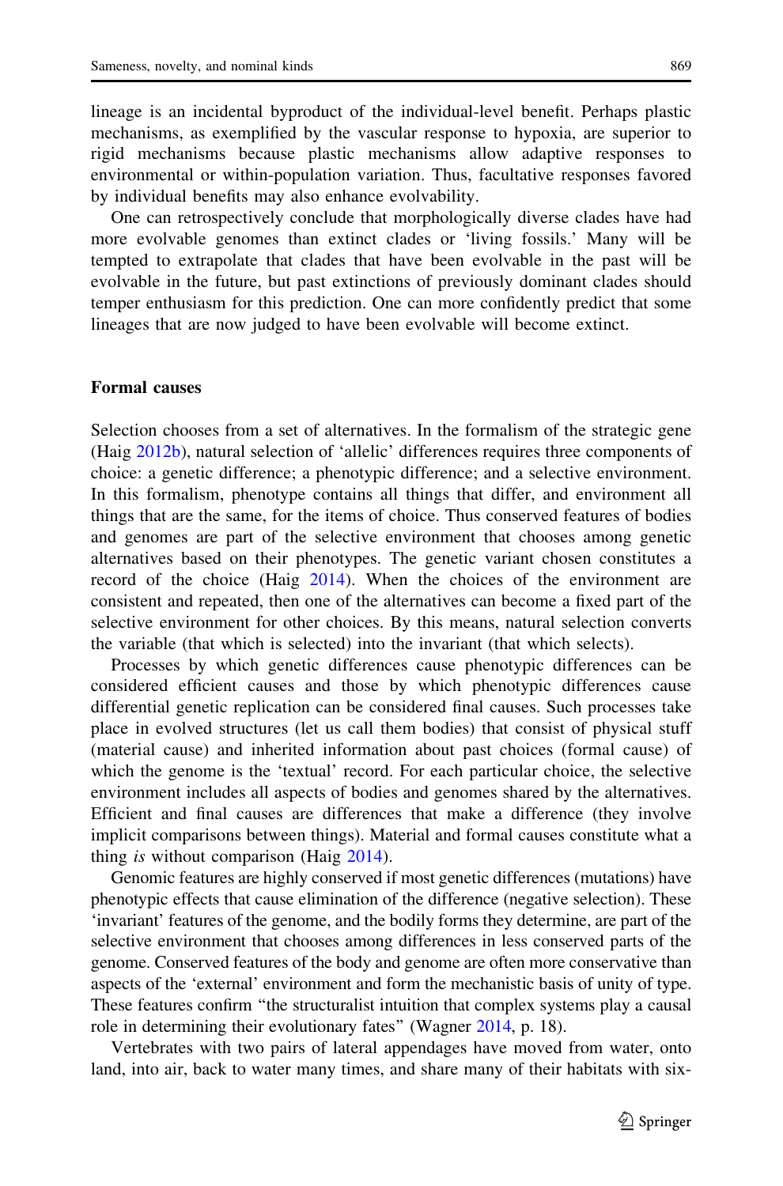lineage is an incidental byproduct of the individual-level benefit. Perhaps plastic mechanisms, as exemplified by the vascular response to hypoxia, are superior to rigid mechanisms because plastic mechanisms allow adaptive responses to environmental or within-population variation. Thus, facultative responses favored by individual benefits may also enhance evolvability.

One can retrospectively conclude that morphologically diverse clades have had more evolvable genomes than extinct clades or 'living fossils.' Many will be tempted to extrapolate that clades that have been evolvable in the past will be evolvable in the future, but past extinctions of previously dominant clades should temper enthusiasm for this prediction. One can more confidently predict that some lineages that are now judged to have been evolvable will become extinct.

## Formal causes

Selection chooses from a set of alternatives. In the formalism of the strategic gene (Haig 2012b), natural selection of 'allelic' differences requires three components of choice: a genetic difference; a phenotypic difference; and a selective environment. In this formalism, phenotype contains all things that differ, and environment all things that are the same, for the items of choice. Thus conserved features of bodies and genomes are part of the selective environment that chooses among genetic alternatives based on their phenotypes. The genetic variant chosen constitutes a record of the choice (Haig 2014). When the choices of the environment are consistent and repeated, then one of the alternatives can become a fixed part of the selective environment for other choices. By this means, natural selection converts the variable (that which is selected) into the invariant (that which selects).

Processes by which genetic differences cause phenotypic differences can be considered efficient causes and those by which phenotypic differences cause differential genetic replication can be considered final causes. Such processes take place in evolved structures (let us call them bodies) that consist of physical stuff (material cause) and inherited information about past choices (formal cause) of which the genome is the 'textual' record. For each particular choice, the selective environment includes all aspects of bodies and genomes shared by the alternatives. Efficient and final causes are differences that make a difference (they involve implicit comparisons between things). Material and formal causes constitute what a thing *is* without comparison (Haig 2014).

Genomic features are highly conserved if most genetic differences (mutations) have phenotypic effects that cause elimination of the difference (negative selection). These 'invariant' features of the genome, and the bodily forms they determine, are part of the selective environment that chooses among differences in less conserved parts of the genome. Conserved features of the body and genome are often more conservative than aspects of the 'external' environment and form the mechanistic basis of unity of type. These features confirm "the structuralist intuition that complex systems play a causal role in determining their evolutionary fates" (Wagner 2014, p. 18).

Vertebrates with two pairs of lateral appendages have moved from water, onto land, into air, back to water many times, and share many of their habitats with six-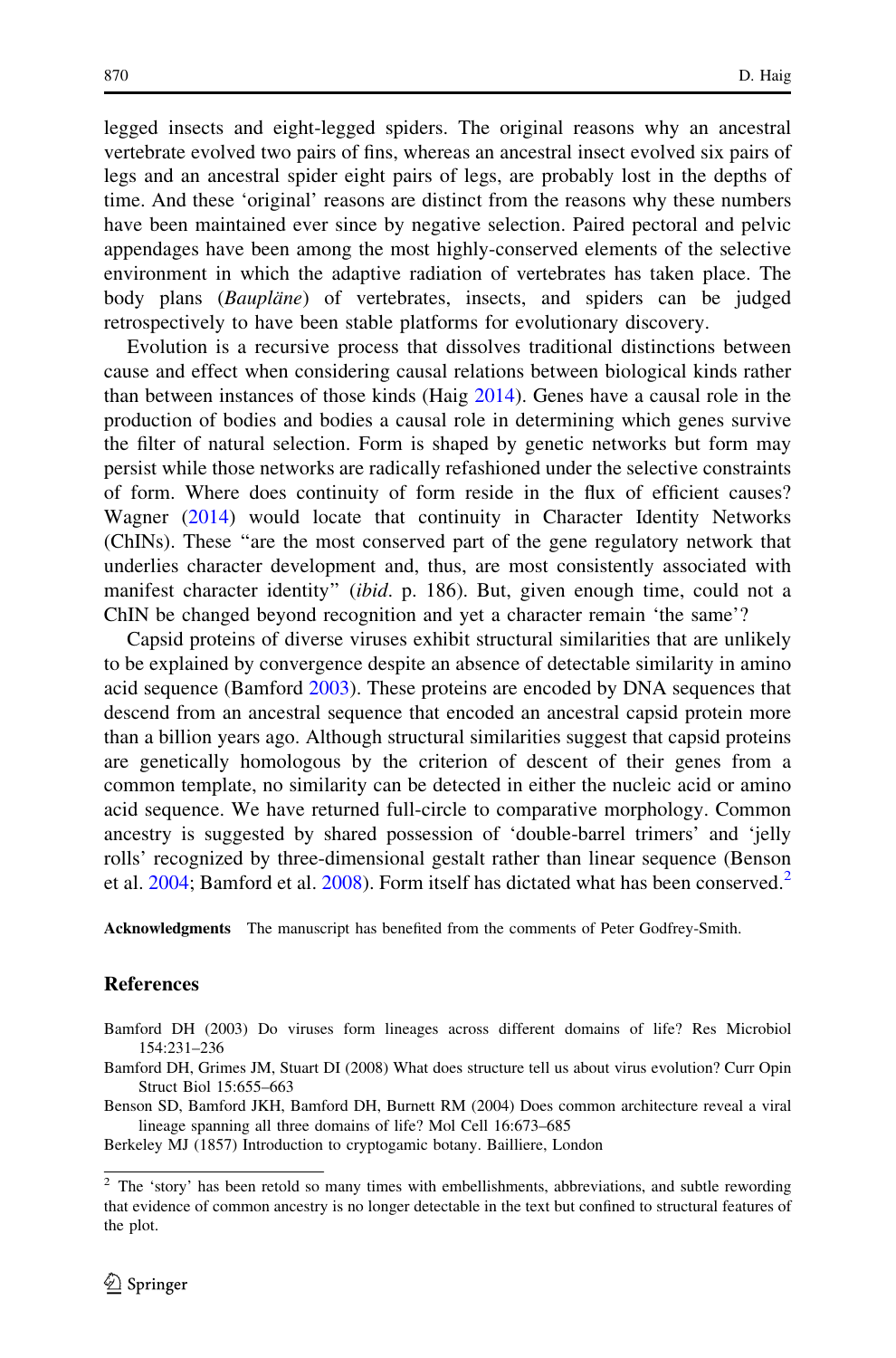legged insects and eight-legged spiders. The original reasons why an ancestral vertebrate evolved two pairs of fins, whereas an ancestral insect evolved six pairs of legs and an ancestral spider eight pairs of legs, are probably lost in the depths of time. And these 'original' reasons are distinct from the reasons why these numbers have been maintained ever since by negative selection. Paired pectoral and pelvic appendages have been among the most highly-conserved elements of the selective environment in which the adaptive radiation of vertebrates has taken place. The body plans (*Baupläne*) of vertebrates, insects, and spiders can be judged retrospectively to have been stable platforms for evolutionary discovery.

Evolution is a recursive process that dissolves traditional distinctions between cause and effect when considering causal relations between biological kinds rather than between instances of those kinds (Haig 2014). Genes have a causal role in the production of bodies and bodies a causal role in determining which genes survive the filter of natural selection. Form is shaped by genetic networks but form may persist while those networks are radically refashioned under the selective constraints of form. Where does continuity of form reside in the flux of efficient causes? Wagner (2014) would locate that continuity in Character Identity Networks (ChINs). These "are the most conserved part of the gene regulatory network that underlies character development and, thus, are most consistently associated with manifest character identity" (*ibid*. p. 186). But, given enough time, could not a ChIN be changed beyond recognition and yet a character remain 'the same'?

Capsid proteins of diverse viruses exhibit structural similarities that are unlikely to be explained by convergence despite an absence of detectable similarity in amino acid sequence (Bamford 2003). These proteins are encoded by DNA sequences that descend from an ancestral sequence that encoded an ancestral capsid protein more than a billion years ago. Although structural similarities suggest that capsid proteins are genetically homologous by the criterion of descent of their genes from a common template, no similarity can be detected in either the nucleic acid or amino acid sequence. We have returned full-circle to comparative morphology. Common ancestry is suggested by shared possession of 'double-barrel trimers' and 'jelly rolls' recognized by three-dimensional gestalt rather than linear sequence (Benson et al. 2004; Bamford et al. 2008). Form itself has dictated what has been conserved.[2]

**Acknowledgments** The manuscript has benefited from the comments of Peter Godfrey-Smith.

## References

Bamford DH (2003) Do viruses form lineages across different domains of life? Res Microbiol 154:231–236

Bamford DH, Grimes JM, Stuart DI (2008) What does structure tell us about virus evolution? Curr Opin Struct Biol 15:655–663

Benson SD, Bamford JKH, Bamford DH, Burnett RM (2004) Does common architecture reveal a viral lineage spanning all three domains of life? Mol Cell 16:673–685

Berkeley MJ (1857) Introduction to cryptogamic botany. Bailliere, London

[2] The 'story' has been retold so many times with embellishments, abbreviations, and subtle rewording that evidence of common ancestry is no longer detectable in the text but confined to structural features of the plot.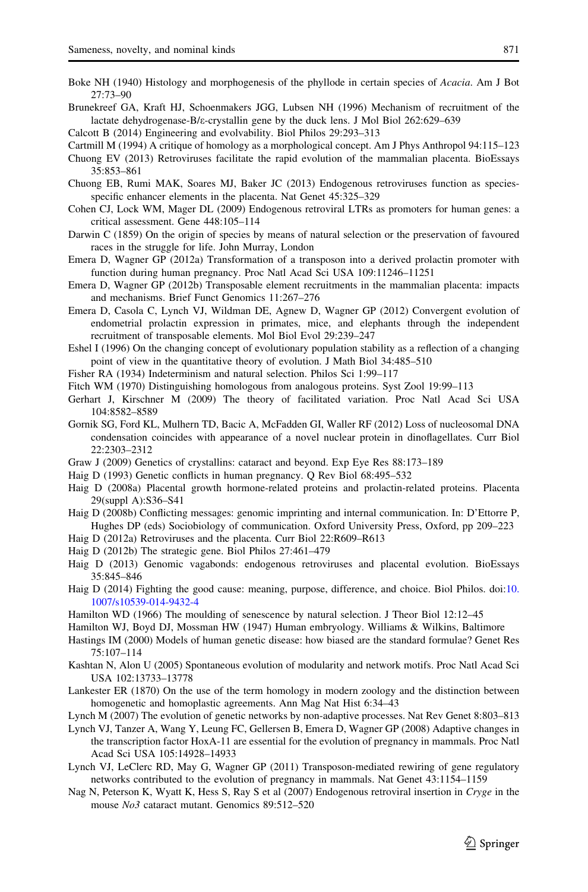Boke NH (1940) Histology and morphogenesis of the phyllode in certain species of *Acacia*. Am J Bot 27:73–90

Brunekreef GA, Kraft HJ, Schoenmakers JGG, Lubsen NH (1996) Mechanism of recruitment of the lactate dehydrogenase-B/ε-crystallin gene by the duck lens. J Mol Biol 262:629–639

Calcott B (2014) Engineering and evolvability. Biol Philos 29:293–313

Cartmill M (1994) A critique of homology as a morphological concept. Am J Phys Anthropol 94:115–123

Chuong EV (2013) Retroviruses facilitate the rapid evolution of the mammalian placenta. BioEssays 35:853–861

Chuong EB, Rumi MAK, Soares MJ, Baker JC (2013) Endogenous retroviruses function as species-specific enhancer elements in the placenta. Nat Genet 45:325–329

Cohen CJ, Lock WM, Mager DL (2009) Endogenous retroviral LTRs as promoters for human genes: a critical assessment. Gene 448:105–114

Darwin C (1859) On the origin of species by means of natural selection or the preservation of favoured races in the struggle for life. John Murray, London

Emera D, Wagner GP (2012a) Transformation of a transposon into a derived prolactin promoter with function during human pregnancy. Proc Natl Acad Sci USA 109:11246–11251

Emera D, Wagner GP (2012b) Transposable element recruitments in the mammalian placenta: impacts and mechanisms. Brief Funct Genomics 11:267–276

Emera D, Casola C, Lynch VJ, Wildman DE, Agnew D, Wagner GP (2012) Convergent evolution of endometrial prolactin expression in primates, mice, and elephants through the independent recruitment of transposable elements. Mol Biol Evol 29:239–247

Eshel I (1996) On the changing concept of evolutionary population stability as a reflection of a changing point of view in the quantitative theory of evolution. J Math Biol 34:485–510

Fisher RA (1934) Indeterminism and natural selection. Philos Sci 1:99–117

Fitch WM (1970) Distinguishing homologous from analogous proteins. Syst Zool 19:99–113

Gerhart J, Kirschner M (2009) The theory of facilitated variation. Proc Natl Acad Sci USA 104:8582–8589

Gornik SG, Ford KL, Mulhern TD, Bacic A, McFadden GI, Waller RF (2012) Loss of nucleosomal DNA condensation coincides with appearance of a novel nuclear protein in dinoflagellates. Curr Biol 22:2303–2312

Graw J (2009) Genetics of crystallins: cataract and beyond. Exp Eye Res 88:173–189

Haig D (1993) Genetic conflicts in human pregnancy. Q Rev Biol 68:495–532

Haig D (2008a) Placental growth hormone-related proteins and prolactin-related proteins. Placenta 29(suppl A):S36–S41

Haig D (2008b) Conflicting messages: genomic imprinting and internal communication. In: D'Ettorre P, Hughes DP (eds) Sociobiology of communication. Oxford University Press, Oxford, pp 209–223

Haig D (2012a) Retroviruses and the placenta. Curr Biol 22:R609–R613

Haig D (2012b) The strategic gene. Biol Philos 27:461–479

Haig D (2013) Genomic vagabonds: endogenous retroviruses and placental evolution. BioEssays 35:845–846

Haig D (2014) Fighting the good cause: meaning, purpose, difference, and choice. Biol Philos. doi:10.1007/s10539-014-9432-4

Hamilton WD (1966) The moulding of senescence by natural selection. J Theor Biol 12:12–45

Hamilton WJ, Boyd DJ, Mossman HW (1947) Human embryology. Williams & Wilkins, Baltimore

Hastings IM (2000) Models of human genetic disease: how biased are the standard formulae? Genet Res 75:107–114

Kashtan N, Alon U (2005) Spontaneous evolution of modularity and network motifs. Proc Natl Acad Sci USA 102:13733–13778

Lankester ER (1870) On the use of the term homology in modern zoology and the distinction between homogenetic and homoplastic agreements. Ann Mag Nat Hist 6:34–43

Lynch M (2007) The evolution of genetic networks by non-adaptive processes. Nat Rev Genet 8:803–813

Lynch VJ, Tanzer A, Wang Y, Leung FC, Gellersen B, Emera D, Wagner GP (2008) Adaptive changes in the transcription factor HoxA-11 are essential for the evolution of pregnancy in mammals. Proc Natl Acad Sci USA 105:14928–14933

Lynch VJ, LeClerc RD, May G, Wagner GP (2011) Transposon-mediated rewiring of gene regulatory networks contributed to the evolution of pregnancy in mammals. Nat Genet 43:1154–1159

Nag N, Peterson K, Wyatt K, Hess S, Ray S et al (2007) Endogenous retroviral insertion in *Cryge* in the mouse *No3* cataract mutant. Genomics 89:512–520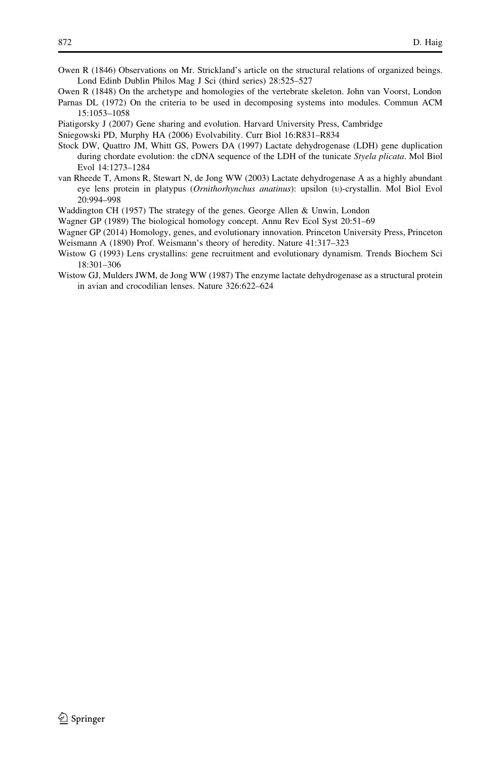Owen R (1846) Observations on Mr. Strickland's article on the structural relations of organized beings. Lond Edinb Dublin Philos Mag J Sci (third series) 28:525–527

Owen R (1848) On the archetype and homologies of the vertebrate skeleton. John van Voorst, London

Parnas DL (1972) On the criteria to be used in decomposing systems into modules. Commun ACM 15:1053–1058

Piatigorsky J (2007) Gene sharing and evolution. Harvard University Press, Cambridge

Sniegowski PD, Murphy HA (2006) Evolvability. Curr Biol 16:R831–R834

Stock DW, Quattro JM, Whitt GS, Powers DA (1997) Lactate dehydrogenase (LDH) gene duplication during chordate evolution: the cDNA sequence of the LDH of the tunicate *Styela plicata*. Mol Biol Evol 14:1273–1284

van Rheede T, Amons R, Stewart N, de Jong WW (2003) Lactate dehydrogenase A as a highly abundant eye lens protein in platypus (*Ornithorhynchus anatinus*): upsilon (υ)-crystallin. Mol Biol Evol 20:994–998

Waddington CH (1957) The strategy of the genes. George Allen & Unwin, London

Wagner GP (1989) The biological homology concept. Annu Rev Ecol Syst 20:51–69

Wagner GP (2014) Homology, genes, and evolutionary innovation. Princeton University Press, Princeton

Weismann A (1890) Prof. Weismann's theory of heredity. Nature 41:317–323

Wistow G (1993) Lens crystallins: gene recruitment and evolutionary dynamism. Trends Biochem Sci 18:301–306

Wistow GJ, Mulders JWM, de Jong WW (1987) The enzyme lactate dehydrogenase as a structural protein in avian and crocodilian lenses. Nature 326:622–624